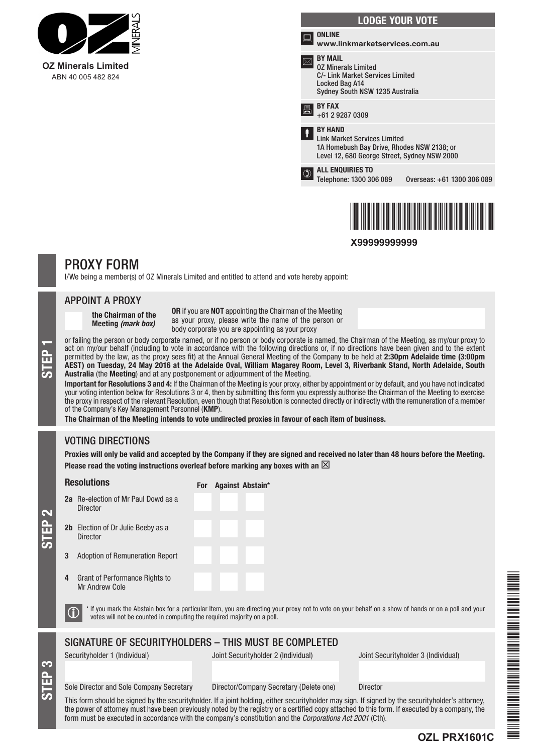**OZ Minerals Limited**
ABN 40 005 482 824

## LODGE YOUR VOTE

**ONLINE**
**www.linkmarketservices.com.au**

**BY MAIL**
OZ Minerals Limited
C/- Link Market Services Limited
Locked Bag A14
Sydney South NSW 1235 Australia

**BY FAX**
+61 2 9287 0309

**BY HAND**
Link Market Services Limited
1A Homebush Bay Drive, Rhodes NSW 2138; or
Level 12, 680 George Street, Sydney NSW 2000

**ALL ENQUIRIES TO**
Telephone: 1300 306 089 Overseas: +61 1300 306 089

**X99999999999**

# PROXY FORM

I/We being a member(s) of OZ Minerals Limited and entitled to attend and vote hereby appoint:

## STEP 1

### APPOINT A PROXY

☐ **the Chairman of the Meeting** ***(mark box)***

**OR** if you are **NOT** appointing the Chairman of the Meeting as your proxy, please write the name of the person or body corporate you are appointing as your proxy

or failing the person or body corporate named, or if no person or body corporate is named, the Chairman of the Meeting, as my/our proxy to act on my/our behalf (including to vote in accordance with the following directions or, if no directions have been given and to the extent permitted by the law, as the proxy sees fit) at the Annual General Meeting of the Company to be held at **2:30pm Adelaide time (3:00pm AEST) on Tuesday, 24 May 2016 at the Adelaide Oval, William Magarey Room, Level 3, Riverbank Stand, North Adelaide, South Australia** (the **Meeting**) and at any postponement or adjournment of the Meeting.

**Important for Resolutions 3 and 4:** If the Chairman of the Meeting is your proxy, either by appointment or by default, and you have not indicated your voting intention below for Resolutions 3 or 4, then by submitting this form you expressly authorise the Chairman of the Meeting to exercise the proxy in respect of the relevant Resolution, even though that Resolution is connected directly or indirectly with the remuneration of a member of the Company's Key Management Personnel (**KMP**).

**The Chairman of the Meeting intends to vote undirected proxies in favour of each item of business.**

## STEP 2

### VOTING DIRECTIONS

**Proxies will only be valid and accepted by the Company if they are signed and received no later than 48 hours before the Meeting.**
**Please read the voting instructions overleaf before marking any boxes with an ☒**

| Resolutions | For | Against | Abstain* |
|---|---|---|---|
| **2a** Re-election of Mr Paul Dowd as a Director | | | |
| **2b** Election of Dr Julie Beeby as a Director | | | |
| **3** Adoption of Remuneration Report | | | |
| **4** Grant of Performance Rights to Mr Andrew Cole | | | |

\* If you mark the Abstain box for a particular Item, you are directing your proxy not to vote on your behalf on a show of hands or on a poll and your votes will not be counted in computing the required majority on a poll.

## STEP 3

### SIGNATURE OF SECURITYHOLDERS – THIS MUST BE COMPLETED

| Securityholder 1 (Individual) | Joint Securityholder 2 (Individual) | Joint Securityholder 3 (Individual) |
|---|---|---|
| | | |
| Sole Director and Sole Company Secretary | Director/Company Secretary (Delete one) | Director |

This form should be signed by the securityholder. If a joint holding, either securityholder may sign. If signed by the securityholder's attorney, the power of attorney must have been previously noted by the registry or a certified copy attached to this form. If executed by a company, the form must be executed in accordance with the company's constitution and the *Corporations Act 2001* (Cth).

**OZL PRX1601C**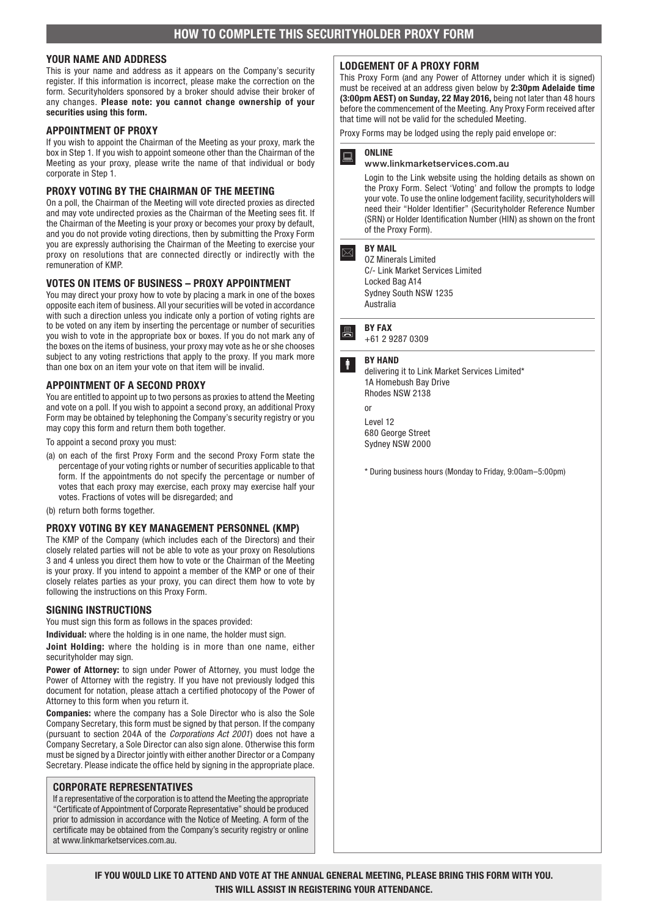# HOW TO COMPLETE THIS SECURITYHOLDER PROXY FORM

### YOUR NAME AND ADDRESS

This is your name and address as it appears on the Company's security register. If this information is incorrect, please make the correction on the form. Securityholders sponsored by a broker should advise their broker of any changes. **Please note: you cannot change ownership of your securities using this form.**

### APPOINTMENT OF PROXY

If you wish to appoint the Chairman of the Meeting as your proxy, mark the box in Step 1. If you wish to appoint someone other than the Chairman of the Meeting as your proxy, please write the name of that individual or body corporate in Step 1.

### PROXY VOTING BY THE CHAIRMAN OF THE MEETING

On a poll, the Chairman of the Meeting will vote directed proxies as directed and may vote undirected proxies as the Chairman of the Meeting sees fit. If the Chairman of the Meeting is your proxy or becomes your proxy by default, and you do not provide voting directions, then by submitting the Proxy Form you are expressly authorising the Chairman of the Meeting to exercise your proxy on resolutions that are connected directly or indirectly with the remuneration of KMP.

### VOTES ON ITEMS OF BUSINESS – PROXY APPOINTMENT

You may direct your proxy how to vote by placing a mark in one of the boxes opposite each item of business. All your securities will be voted in accordance with such a direction unless you indicate only a portion of voting rights are to be voted on any item by inserting the percentage or number of securities you wish to vote in the appropriate box or boxes. If you do not mark any of the boxes on the items of business, your proxy may vote as he or she chooses subject to any voting restrictions that apply to the proxy. If you mark more than one box on an item your vote on that item will be invalid.

### APPOINTMENT OF A SECOND PROXY

You are entitled to appoint up to two persons as proxies to attend the Meeting and vote on a poll. If you wish to appoint a second proxy, an additional Proxy Form may be obtained by telephoning the Company's security registry or you may copy this form and return them both together.

To appoint a second proxy you must:

(a) on each of the first Proxy Form and the second Proxy Form state the percentage of your voting rights or number of securities applicable to that form. If the appointments do not specify the percentage or number of votes that each proxy may exercise, each proxy may exercise half your votes. Fractions of votes will be disregarded; and

(b) return both forms together.

### PROXY VOTING BY KEY MANAGEMENT PERSONNEL (KMP)

The KMP of the Company (which includes each of the Directors) and their closely related parties will not be able to vote as your proxy on Resolutions 3 and 4 unless you direct them how to vote or the Chairman of the Meeting is your proxy. If you intend to appoint a member of the KMP or one of their closely relates parties as your proxy, you can direct them how to vote by following the instructions on this Proxy Form.

### SIGNING INSTRUCTIONS

You must sign this form as follows in the spaces provided:

**Individual:** where the holding is in one name, the holder must sign.

**Joint Holding:** where the holding is in more than one name, either securityholder may sign.

**Power of Attorney:** to sign under Power of Attorney, you must lodge the Power of Attorney with the registry. If you have not previously lodged this document for notation, please attach a certified photocopy of the Power of Attorney to this form when you return it.

**Companies:** where the company has a Sole Director who is also the Sole Company Secretary, this form must be signed by that person. If the company (pursuant to section 204A of the *Corporations Act 2001*) does not have a Company Secretary, a Sole Director can also sign alone. Otherwise this form must be signed by a Director jointly with either another Director or a Company Secretary. Please indicate the office held by signing in the appropriate place.

### CORPORATE REPRESENTATIVES

If a representative of the corporation is to attend the Meeting the appropriate "Certificate of Appointment of Corporate Representative" should be produced prior to admission in accordance with the Notice of Meeting. A form of the certificate may be obtained from the Company's security registry or online at www.linkmarketservices.com.au.

### LODGEMENT OF A PROXY FORM

This Proxy Form (and any Power of Attorney under which it is signed) must be received at an address given below by **2:30pm Adelaide time (3:00pm AEST) on Sunday, 22 May 2016,** being not later than 48 hours before the commencement of the Meeting. Any Proxy Form received after that time will not be valid for the scheduled Meeting.

Proxy Forms may be lodged using the reply paid envelope or:

**ONLINE**
www.linkmarketservices.com.au

Login to the Link website using the holding details as shown on the Proxy Form. Select 'Voting' and follow the prompts to lodge your vote. To use the online lodgement facility, securityholders will need their "Holder Identifier" (Securityholder Reference Number (SRN) or Holder Identification Number (HIN) as shown on the front of the Proxy Form).

**BY MAIL**
OZ Minerals Limited
C/- Link Market Services Limited
Locked Bag A14
Sydney South NSW 1235
Australia

**BY FAX**
+61 2 9287 0309

**BY HAND**
delivering it to Link Market Services Limited*
1A Homebush Bay Drive
Rhodes NSW 2138

or

Level 12
680 George Street
Sydney NSW 2000

\* During business hours (Monday to Friday, 9:00am–5:00pm)

**IF YOU WOULD LIKE TO ATTEND AND VOTE AT THE ANNUAL GENERAL MEETING, PLEASE BRING THIS FORM WITH YOU. THIS WILL ASSIST IN REGISTERING YOUR ATTENDANCE.**